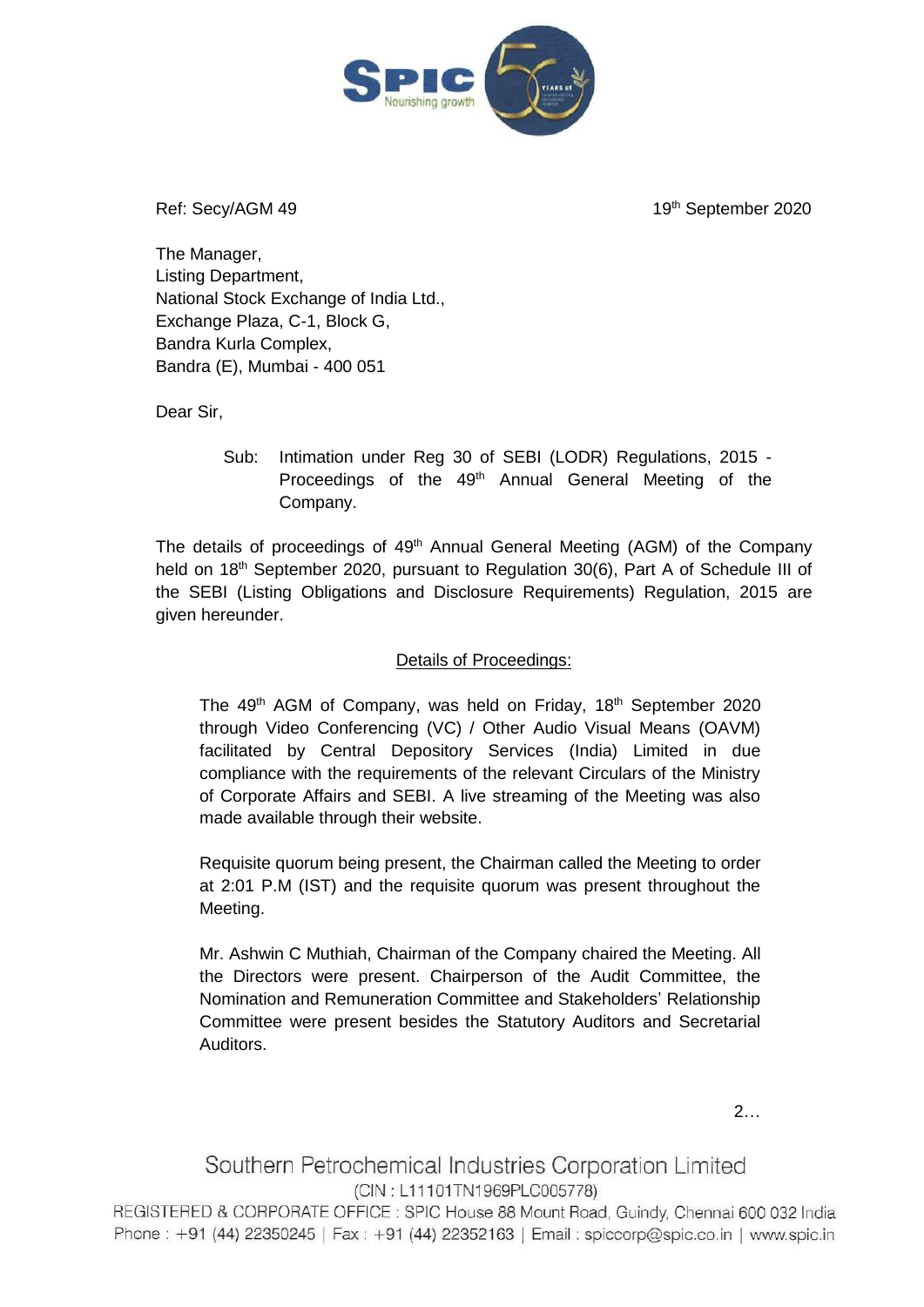Ref: Secy/AGM 49

19th September 2020

The Manager,
Listing Department,
National Stock Exchange of India Ltd.,
Exchange Plaza, C-1, Block G,
Bandra Kurla Complex,
Bandra (E), Mumbai - 400 051

Dear Sir,

Sub: Intimation under Reg 30 of SEBI (LODR) Regulations, 2015 - Proceedings of the 49th Annual General Meeting of the Company.

The details of proceedings of 49th Annual General Meeting (AGM) of the Company held on 18th September 2020, pursuant to Regulation 30(6), Part A of Schedule III of the SEBI (Listing Obligations and Disclosure Requirements) Regulation, 2015 are given hereunder.

<u>Details of Proceedings:</u>

The 49th AGM of Company, was held on Friday, 18th September 2020 through Video Conferencing (VC) / Other Audio Visual Means (OAVM) facilitated by Central Depository Services (India) Limited in due compliance with the requirements of the relevant Circulars of the Ministry of Corporate Affairs and SEBI. A live streaming of the Meeting was also made available through their website.

Requisite quorum being present, the Chairman called the Meeting to order at 2:01 P.M (IST) and the requisite quorum was present throughout the Meeting.

Mr. Ashwin C Muthiah, Chairman of the Company chaired the Meeting. All the Directors were present. Chairperson of the Audit Committee, the Nomination and Remuneration Committee and Stakeholders' Relationship Committee were present besides the Statutory Auditors and Secretarial Auditors.

2…

Southern Petrochemical Industries Corporation Limited
(CIN : L11101TN1969PLC005778)
REGISTERED & CORPORATE OFFICE : SPIC House 88 Mount Road, Guindy, Chennai 600 032 India
Phone : +91 (44) 22350245 | Fax : +91 (44) 22352163 | Email : spiccorp@spic.co.in | www.spic.in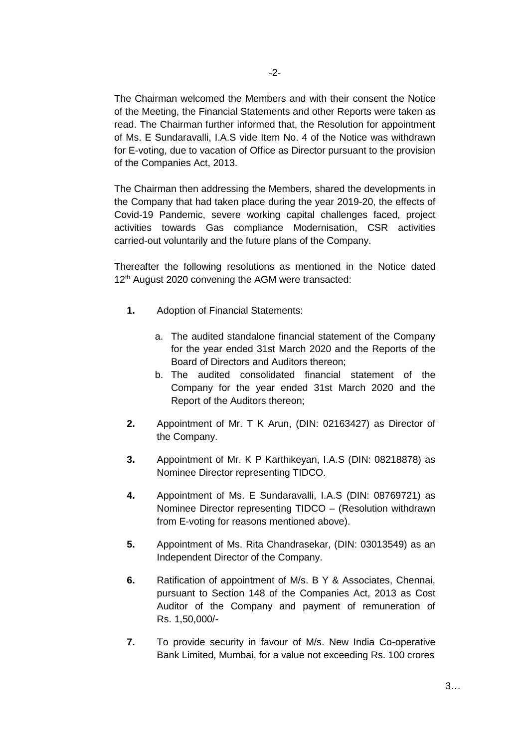The Chairman welcomed the Members and with their consent the Notice of the Meeting, the Financial Statements and other Reports were taken as read. The Chairman further informed that, the Resolution for appointment of Ms. E Sundaravalli, I.A.S vide Item No. 4 of the Notice was withdrawn for E-voting, due to vacation of Office as Director pursuant to the provision of the Companies Act, 2013.

The Chairman then addressing the Members, shared the developments in the Company that had taken place during the year 2019-20, the effects of Covid-19 Pandemic, severe working capital challenges faced, project activities towards Gas compliance Modernisation, CSR activities carried-out voluntarily and the future plans of the Company.

Thereafter the following resolutions as mentioned in the Notice dated 12th August 2020 convening the AGM were transacted:

**1.** Adoption of Financial Statements:

   a. The audited standalone financial statement of the Company for the year ended 31st March 2020 and the Reports of the Board of Directors and Auditors thereon;
   b. The audited consolidated financial statement of the Company for the year ended 31st March 2020 and the Report of the Auditors thereon;

**2.** Appointment of Mr. T K Arun, (DIN: 02163427) as Director of the Company.

**3.** Appointment of Mr. K P Karthikeyan, I.A.S (DIN: 08218878) as Nominee Director representing TIDCO.

**4.** Appointment of Ms. E Sundaravalli, I.A.S (DIN: 08769721) as Nominee Director representing TIDCO – (Resolution withdrawn from E-voting for reasons mentioned above).

**5.** Appointment of Ms. Rita Chandrasekar, (DIN: 03013549) as an Independent Director of the Company.

**6.** Ratification of appointment of M/s. B Y & Associates, Chennai, pursuant to Section 148 of the Companies Act, 2013 as Cost Auditor of the Company and payment of remuneration of Rs. 1,50,000/-

**7.** To provide security in favour of M/s. New India Co-operative Bank Limited, Mumbai, for a value not exceeding Rs. 100 crores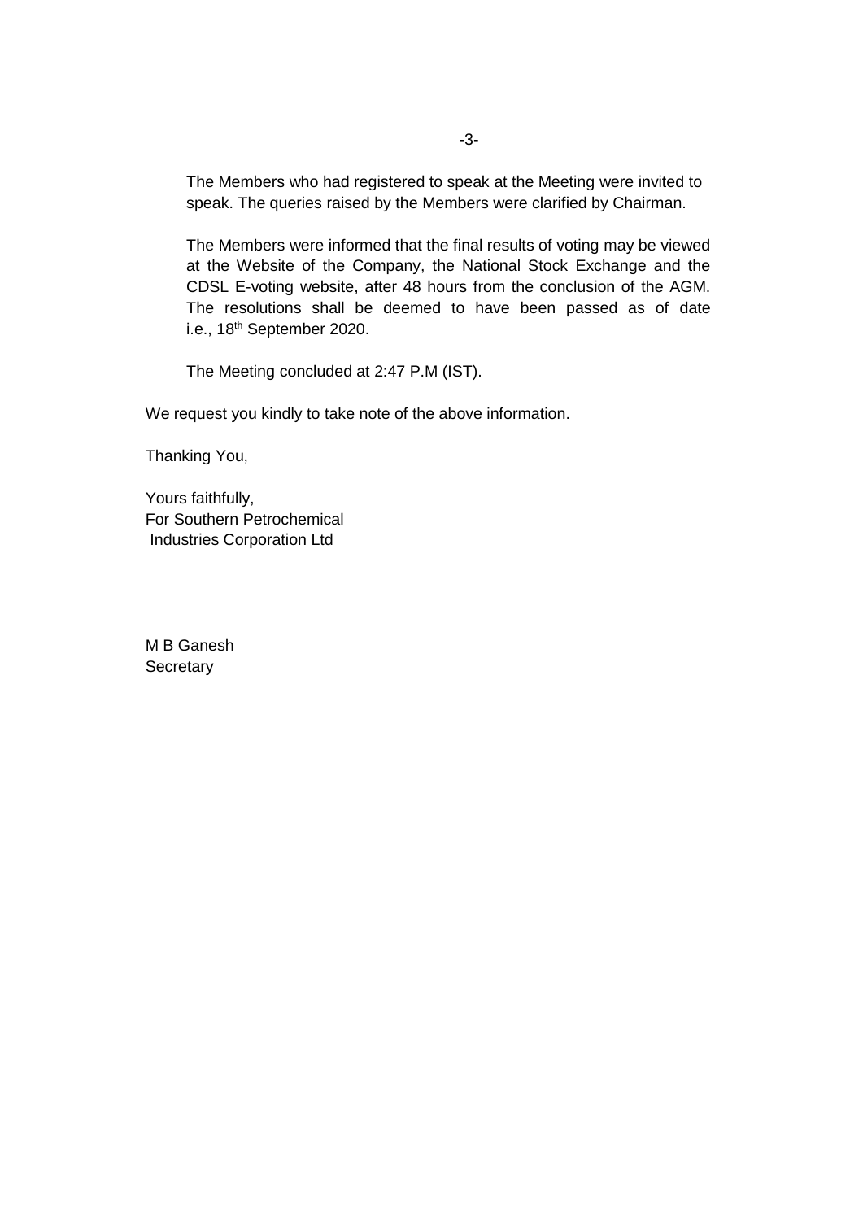The Members who had registered to speak at the Meeting were invited to speak. The queries raised by the Members were clarified by Chairman.

The Members were informed that the final results of voting may be viewed at the Website of the Company, the National Stock Exchange and the CDSL E-voting website, after 48 hours from the conclusion of the AGM. The resolutions shall be deemed to have been passed as of date i.e., 18th September 2020.

The Meeting concluded at 2:47 P.M (IST).

We request you kindly to take note of the above information.

Thanking You,

Yours faithfully,
For Southern Petrochemical
Industries Corporation Ltd

M B Ganesh
Secretary